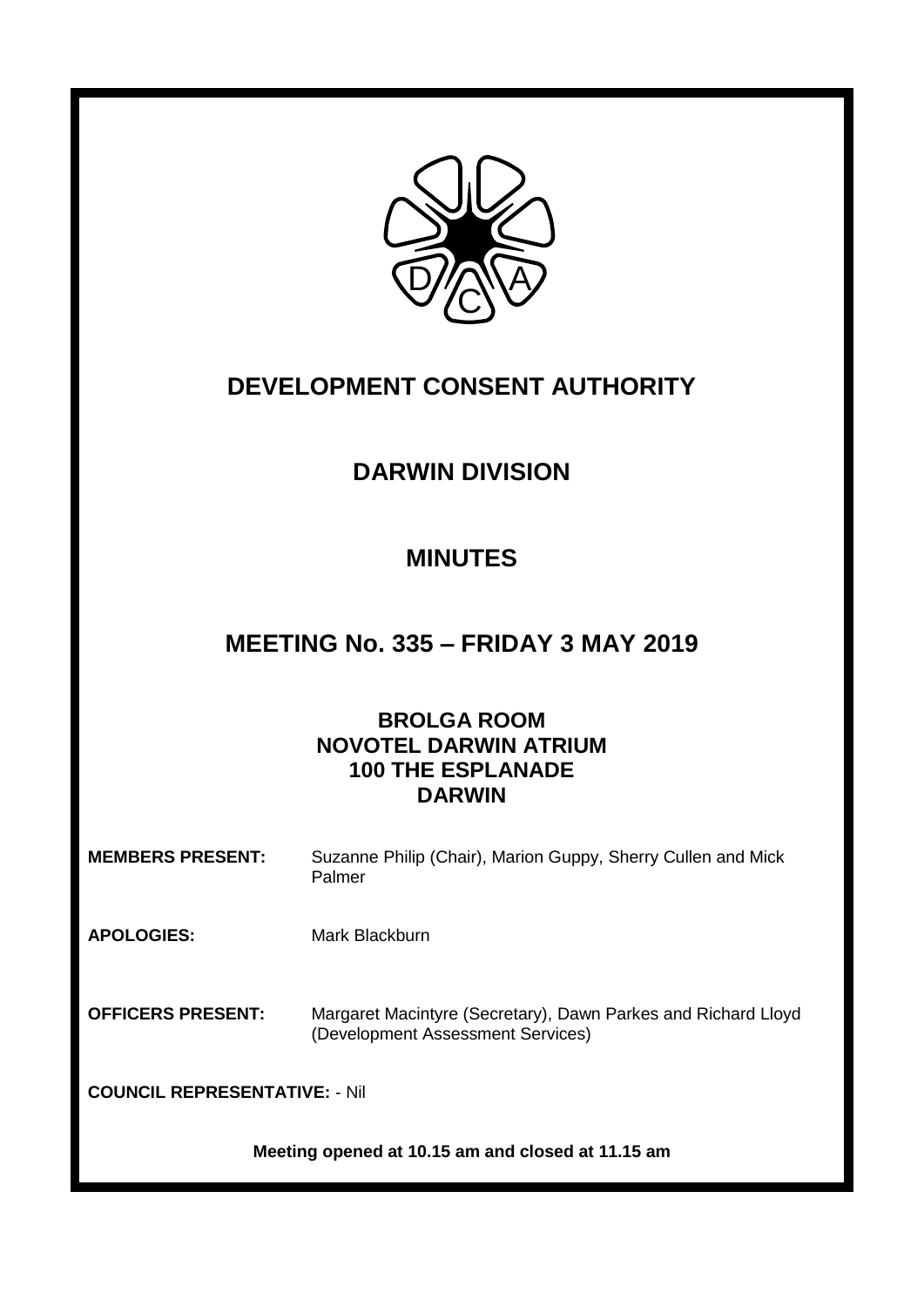# DEVELOPMENT CONSENT AUTHORITY

## DARWIN DIVISION

## MINUTES

## MEETING No. 335 – FRIDAY 3 MAY 2019

**BROLGA ROOM**
**NOVOTEL DARWIN ATRIUM**
**100 THE ESPLANADE**
**DARWIN**

**MEMBERS PRESENT:** Suzanne Philip (Chair), Marion Guppy, Sherry Cullen and Mick Palmer

**APOLOGIES:** Mark Blackburn

**OFFICERS PRESENT:** Margaret Macintyre (Secretary), Dawn Parkes and Richard Lloyd (Development Assessment Services)

**COUNCIL REPRESENTATIVE:** - Nil

**Meeting opened at 10.15 am and closed at 11.15 am**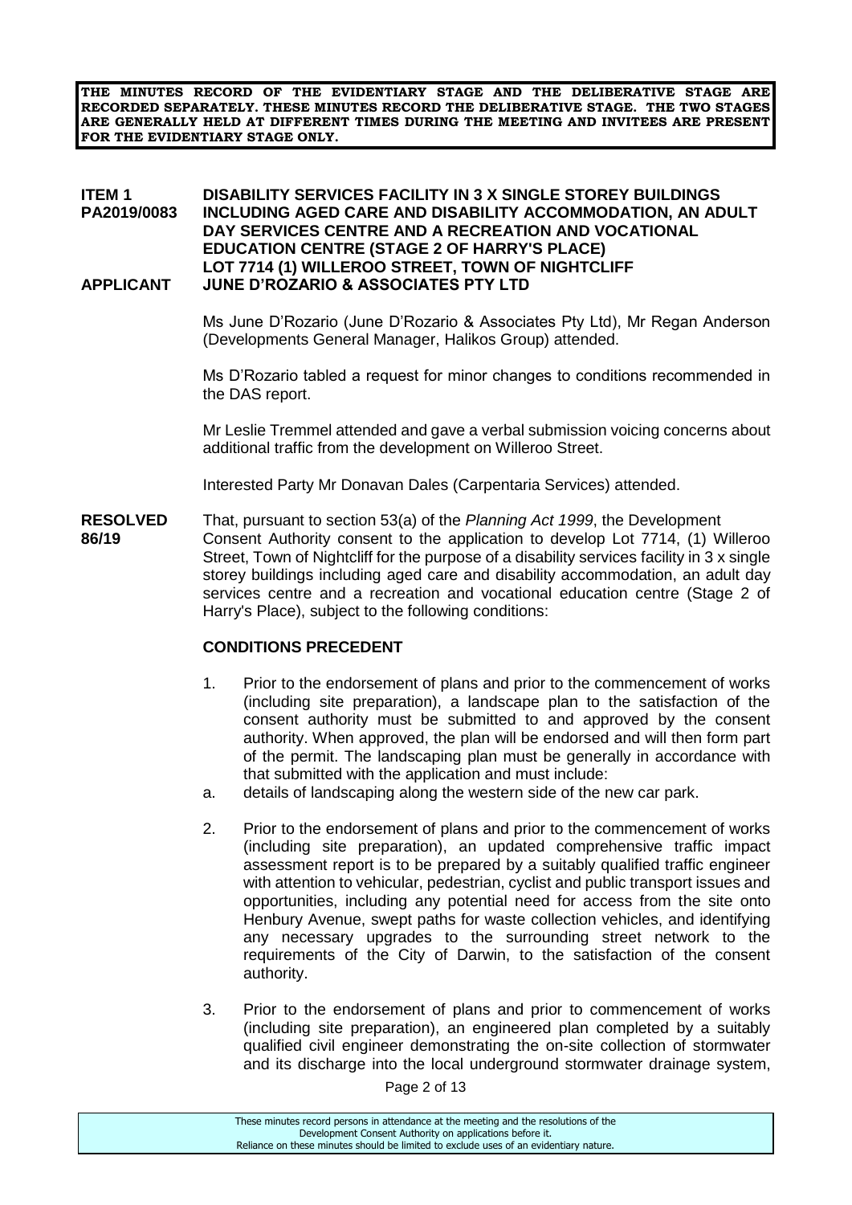**THE MINUTES RECORD OF THE EVIDENTIARY STAGE AND THE DELIBERATIVE STAGE ARE RECORDED SEPARATELY. THESE MINUTES RECORD THE DELIBERATIVE STAGE. THE TWO STAGES ARE GENERALLY HELD AT DIFFERENT TIMES DURING THE MEETING AND INVITEES ARE PRESENT FOR THE EVIDENTIARY STAGE ONLY.**

**ITEM 1 PA2019/0083** **DISABILITY SERVICES FACILITY IN 3 X SINGLE STOREY BUILDINGS INCLUDING AGED CARE AND DISABILITY ACCOMMODATION, AN ADULT DAY SERVICES CENTRE AND A RECREATION AND VOCATIONAL EDUCATION CENTRE (STAGE 2 OF HARRY'S PLACE) LOT 7714 (1) WILLEROO STREET, TOWN OF NIGHTCLIFF**

**APPLICANT** **JUNE D'ROZARIO & ASSOCIATES PTY LTD**

Ms June D'Rozario (June D'Rozario & Associates Pty Ltd), Mr Regan Anderson (Developments General Manager, Halikos Group) attended.

Ms D'Rozario tabled a request for minor changes to conditions recommended in the DAS report.

Mr Leslie Tremmel attended and gave a verbal submission voicing concerns about additional traffic from the development on Willeroo Street.

Interested Party Mr Donavan Dales (Carpentaria Services) attended.

**RESOLVED 86/19** That, pursuant to section 53(a) of the *Planning Act 1999*, the Development Consent Authority consent to the application to develop Lot 7714, (1) Willeroo Street, Town of Nightcliff for the purpose of a disability services facility in 3 x single storey buildings including aged care and disability accommodation, an adult day services centre and a recreation and vocational education centre (Stage 2 of Harry's Place), subject to the following conditions:

**CONDITIONS PRECEDENT**

1. Prior to the endorsement of plans and prior to the commencement of works (including site preparation), a landscape plan to the satisfaction of the consent authority must be submitted to and approved by the consent authority. When approved, the plan will be endorsed and will then form part of the permit. The landscaping plan must be generally in accordance with that submitted with the application and must include:

   a. details of landscaping along the western side of the new car park.

2. Prior to the endorsement of plans and prior to the commencement of works (including site preparation), an updated comprehensive traffic impact assessment report is to be prepared by a suitably qualified traffic engineer with attention to vehicular, pedestrian, cyclist and public transport issues and opportunities, including any potential need for access from the site onto Henbury Avenue, swept paths for waste collection vehicles, and identifying any necessary upgrades to the surrounding street network to the requirements of the City of Darwin, to the satisfaction of the consent authority.

3. Prior to the endorsement of plans and prior to commencement of works (including site preparation), an engineered plan completed by a suitably qualified civil engineer demonstrating the on-site collection of stormwater and its discharge into the local underground stormwater drainage system,

These minutes record persons in attendance at the meeting and the resolutions of the Development Consent Authority on applications before it. Reliance on these minutes should be limited to exclude uses of an evidentiary nature.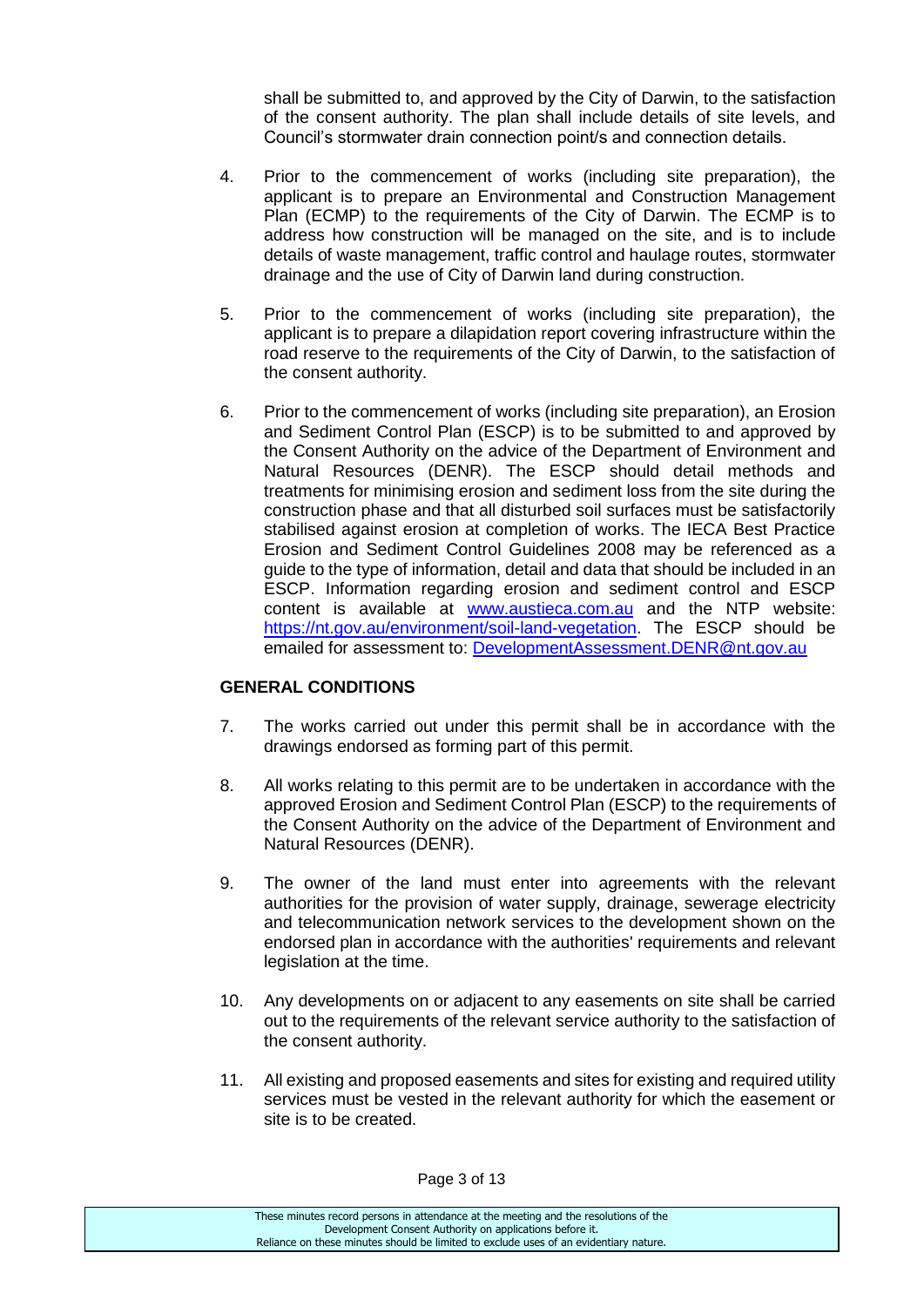shall be submitted to, and approved by the City of Darwin, to the satisfaction of the consent authority. The plan shall include details of site levels, and Council's stormwater drain connection point/s and connection details.

4. Prior to the commencement of works (including site preparation), the applicant is to prepare an Environmental and Construction Management Plan (ECMP) to the requirements of the City of Darwin. The ECMP is to address how construction will be managed on the site, and is to include details of waste management, traffic control and haulage routes, stormwater drainage and the use of City of Darwin land during construction.

5. Prior to the commencement of works (including site preparation), the applicant is to prepare a dilapidation report covering infrastructure within the road reserve to the requirements of the City of Darwin, to the satisfaction of the consent authority.

6. Prior to the commencement of works (including site preparation), an Erosion and Sediment Control Plan (ESCP) is to be submitted to and approved by the Consent Authority on the advice of the Department of Environment and Natural Resources (DENR). The ESCP should detail methods and treatments for minimising erosion and sediment loss from the site during the construction phase and that all disturbed soil surfaces must be satisfactorily stabilised against erosion at completion of works. The IECA Best Practice Erosion and Sediment Control Guidelines 2008 may be referenced as a guide to the type of information, detail and data that should be included in an ESCP. Information regarding erosion and sediment control and ESCP content is available at [www.austieca.com.au](http://www.austieca.com.au) and the NTP website: [https://nt.gov.au/environment/soil-land-vegetation](https://nt.gov.au/environment/soil-land-vegetation). The ESCP should be emailed for assessment to: [DevelopmentAssessment.DENR@nt.gov.au](mailto:DevelopmentAssessment.DENR@nt.gov.au)

**GENERAL CONDITIONS**

7. The works carried out under this permit shall be in accordance with the drawings endorsed as forming part of this permit.

8. All works relating to this permit are to be undertaken in accordance with the approved Erosion and Sediment Control Plan (ESCP) to the requirements of the Consent Authority on the advice of the Department of Environment and Natural Resources (DENR).

9. The owner of the land must enter into agreements with the relevant authorities for the provision of water supply, drainage, sewerage electricity and telecommunication network services to the development shown on the endorsed plan in accordance with the authorities' requirements and relevant legislation at the time.

10. Any developments on or adjacent to any easements on site shall be carried out to the requirements of the relevant service authority to the satisfaction of the consent authority.

11. All existing and proposed easements and sites for existing and required utility services must be vested in the relevant authority for which the easement or site is to be created.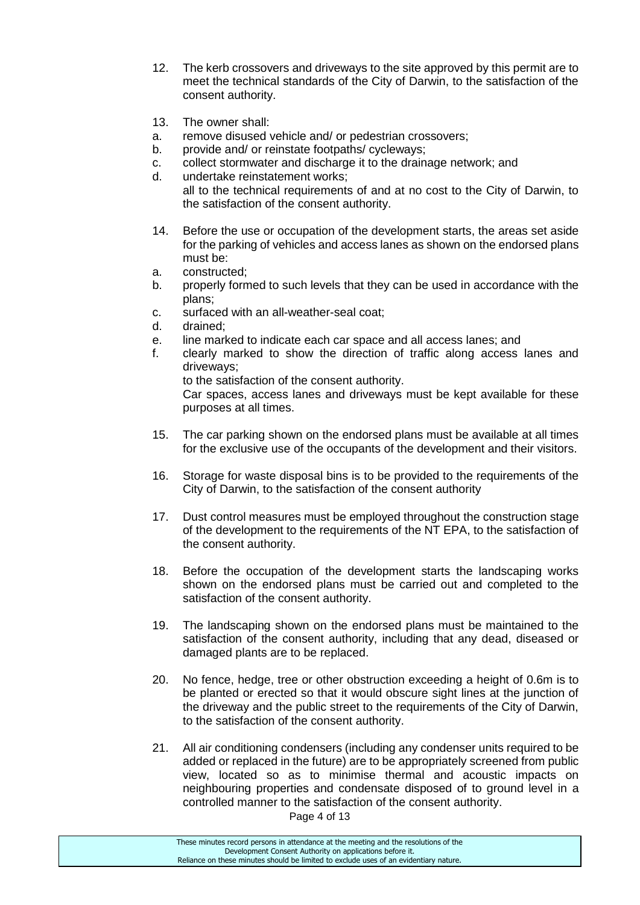12. The kerb crossovers and driveways to the site approved by this permit are to meet the technical standards of the City of Darwin, to the satisfaction of the consent authority.

13. The owner shall:

    a. remove disused vehicle and/ or pedestrian crossovers;
    b. provide and/ or reinstate footpaths/ cycleways;
    c. collect stormwater and discharge it to the drainage network; and
    d. undertake reinstatement works;

    all to the technical requirements of and at no cost to the City of Darwin, to the satisfaction of the consent authority.

14. Before the use or occupation of the development starts, the areas set aside for the parking of vehicles and access lanes as shown on the endorsed plans must be:

    a. constructed;
    b. properly formed to such levels that they can be used in accordance with the plans;
    c. surfaced with an all-weather-seal coat;
    d. drained;
    e. line marked to indicate each car space and all access lanes; and
    f. clearly marked to show the direction of traffic along access lanes and driveways;

    to the satisfaction of the consent authority.

    Car spaces, access lanes and driveways must be kept available for these purposes at all times.

15. The car parking shown on the endorsed plans must be available at all times for the exclusive use of the occupants of the development and their visitors.

16. Storage for waste disposal bins is to be provided to the requirements of the City of Darwin, to the satisfaction of the consent authority

17. Dust control measures must be employed throughout the construction stage of the development to the requirements of the NT EPA, to the satisfaction of the consent authority.

18. Before the occupation of the development starts the landscaping works shown on the endorsed plans must be carried out and completed to the satisfaction of the consent authority.

19. The landscaping shown on the endorsed plans must be maintained to the satisfaction of the consent authority, including that any dead, diseased or damaged plants are to be replaced.

20. No fence, hedge, tree or other obstruction exceeding a height of 0.6m is to be planted or erected so that it would obscure sight lines at the junction of the driveway and the public street to the requirements of the City of Darwin, to the satisfaction of the consent authority.

21. All air conditioning condensers (including any condenser units required to be added or replaced in the future) are to be appropriately screened from public view, located so as to minimise thermal and acoustic impacts on neighbouring properties and condensate disposed of to ground level in a controlled manner to the satisfaction of the consent authority.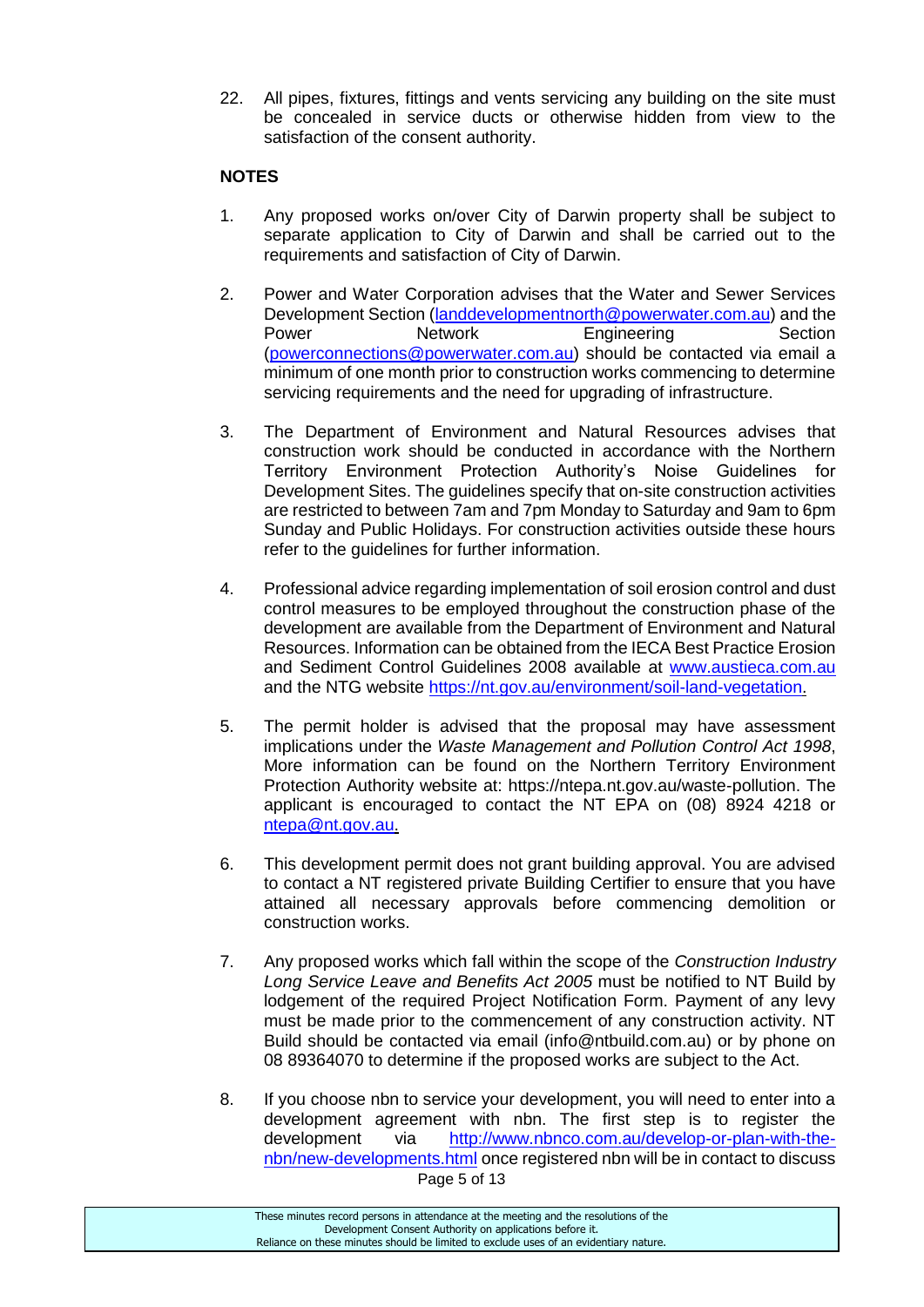22. All pipes, fixtures, fittings and vents servicing any building on the site must be concealed in service ducts or otherwise hidden from view to the satisfaction of the consent authority.

**NOTES**

1. Any proposed works on/over City of Darwin property shall be subject to separate application to City of Darwin and shall be carried out to the requirements and satisfaction of City of Darwin.

2. Power and Water Corporation advises that the Water and Sewer Services Development Section (landdevelopmentnorth@powerwater.com.au) and the Power Network Engineering Section (powerconnections@powerwater.com.au) should be contacted via email a minimum of one month prior to construction works commencing to determine servicing requirements and the need for upgrading of infrastructure.

3. The Department of Environment and Natural Resources advises that construction work should be conducted in accordance with the Northern Territory Environment Protection Authority's Noise Guidelines for Development Sites. The guidelines specify that on-site construction activities are restricted to between 7am and 7pm Monday to Saturday and 9am to 6pm Sunday and Public Holidays. For construction activities outside these hours refer to the guidelines for further information.

4. Professional advice regarding implementation of soil erosion control and dust control measures to be employed throughout the construction phase of the development are available from the Department of Environment and Natural Resources. Information can be obtained from the IECA Best Practice Erosion and Sediment Control Guidelines 2008 available at www.austieca.com.au and the NTG website https://nt.gov.au/environment/soil-land-vegetation.

5. The permit holder is advised that the proposal may have assessment implications under the *Waste Management and Pollution Control Act 1998*, More information can be found on the Northern Territory Environment Protection Authority website at: https://ntepa.nt.gov.au/waste-pollution. The applicant is encouraged to contact the NT EPA on (08) 8924 4218 or ntepa@nt.gov.au.

6. This development permit does not grant building approval. You are advised to contact a NT registered private Building Certifier to ensure that you have attained all necessary approvals before commencing demolition or construction works.

7. Any proposed works which fall within the scope of the *Construction Industry Long Service Leave and Benefits Act 2005* must be notified to NT Build by lodgement of the required Project Notification Form. Payment of any levy must be made prior to the commencement of any construction activity. NT Build should be contacted via email (info@ntbuild.com.au) or by phone on 08 89364070 to determine if the proposed works are subject to the Act.

8. If you choose nbn to service your development, you will need to enter into a development agreement with nbn. The first step is to register the development via http://www.nbnco.com.au/develop-or-plan-with-the-nbn/new-developments.html once registered nbn will be in contact to discuss

These minutes record persons in attendance at the meeting and the resolutions of the Development Consent Authority on applications before it. Reliance on these minutes should be limited to exclude uses of an evidentiary nature.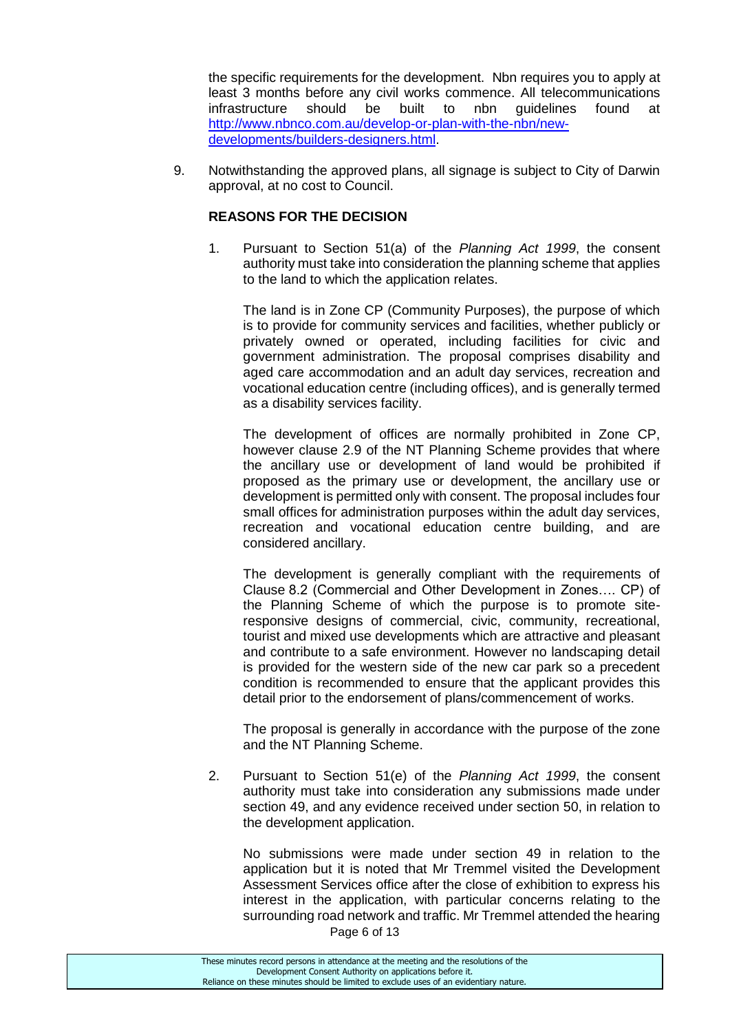the specific requirements for the development. Nbn requires you to apply at least 3 months before any civil works commence. All telecommunications infrastructure should be built to nbn guidelines found at [http://www.nbnco.com.au/develop-or-plan-with-the-nbn/new-developments/builders-designers.html](http://www.nbnco.com.au/develop-or-plan-with-the-nbn/new-developments/builders-designers.html).

9. Notwithstanding the approved plans, all signage is subject to City of Darwin approval, at no cost to Council.

**REASONS FOR THE DECISION**

1. Pursuant to Section 51(a) of the *Planning Act 1999*, the consent authority must take into consideration the planning scheme that applies to the land to which the application relates.

   The land is in Zone CP (Community Purposes), the purpose of which is to provide for community services and facilities, whether publicly or privately owned or operated, including facilities for civic and government administration. The proposal comprises disability and aged care accommodation and an adult day services, recreation and vocational education centre (including offices), and is generally termed as a disability services facility.

   The development of offices are normally prohibited in Zone CP, however clause 2.9 of the NT Planning Scheme provides that where the ancillary use or development of land would be prohibited if proposed as the primary use or development, the ancillary use or development is permitted only with consent. The proposal includes four small offices for administration purposes within the adult day services, recreation and vocational education centre building, and are considered ancillary.

   The development is generally compliant with the requirements of Clause 8.2 (Commercial and Other Development in Zones…. CP) of the Planning Scheme of which the purpose is to promote site-responsive designs of commercial, civic, community, recreational, tourist and mixed use developments which are attractive and pleasant and contribute to a safe environment. However no landscaping detail is provided for the western side of the new car park so a precedent condition is recommended to ensure that the applicant provides this detail prior to the endorsement of plans/commencement of works.

   The proposal is generally in accordance with the purpose of the zone and the NT Planning Scheme.

2. Pursuant to Section 51(e) of the *Planning Act 1999*, the consent authority must take into consideration any submissions made under section 49, and any evidence received under section 50, in relation to the development application.

   No submissions were made under section 49 in relation to the application but it is noted that Mr Tremmel visited the Development Assessment Services office after the close of exhibition to express his interest in the application, with particular concerns relating to the surrounding road network and traffic. Mr Tremmel attended the hearing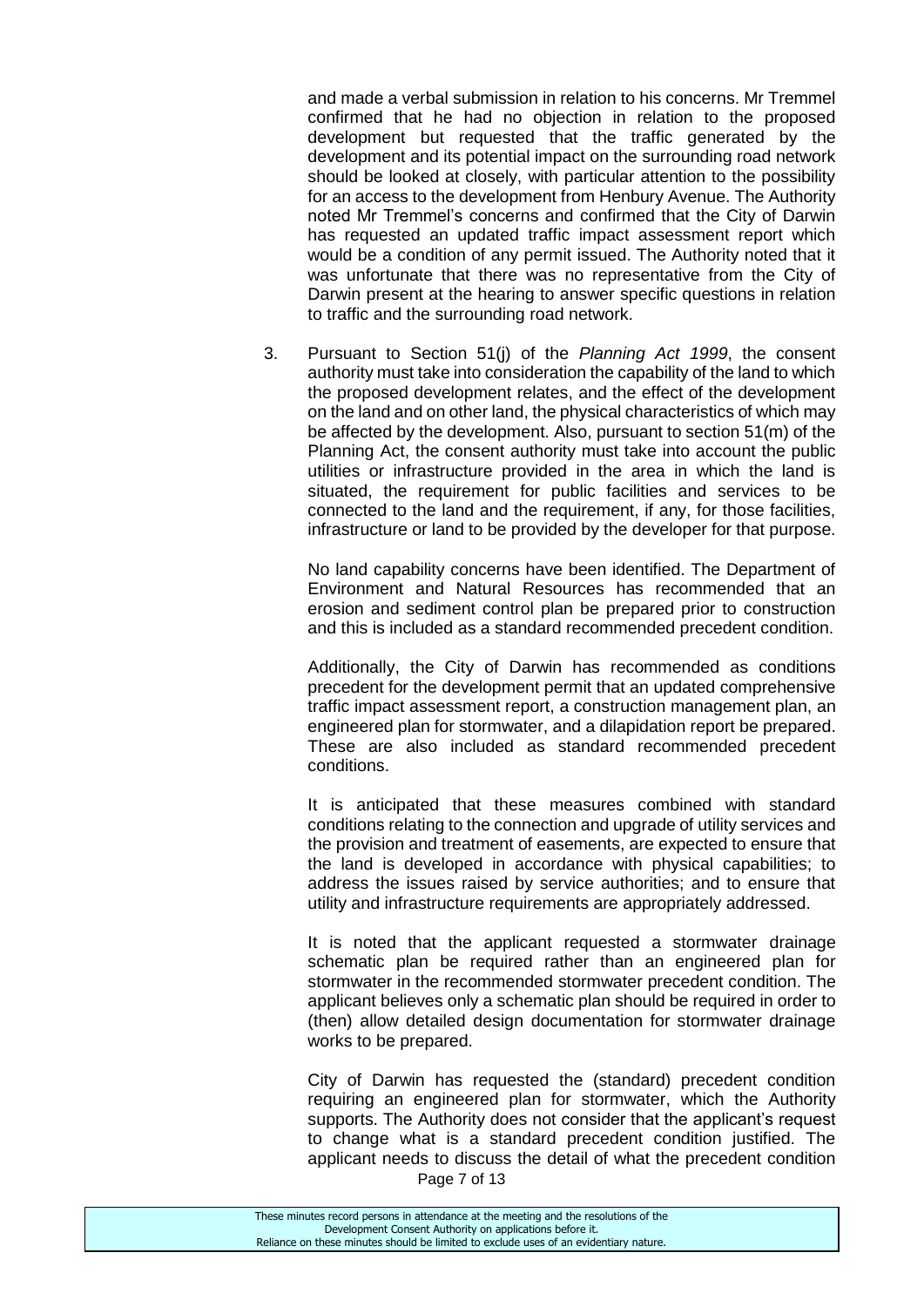and made a verbal submission in relation to his concerns. Mr Tremmel confirmed that he had no objection in relation to the proposed development but requested that the traffic generated by the development and its potential impact on the surrounding road network should be looked at closely, with particular attention to the possibility for an access to the development from Henbury Avenue. The Authority noted Mr Tremmel's concerns and confirmed that the City of Darwin has requested an updated traffic impact assessment report which would be a condition of any permit issued. The Authority noted that it was unfortunate that there was no representative from the City of Darwin present at the hearing to answer specific questions in relation to traffic and the surrounding road network.

3. Pursuant to Section 51(j) of the *Planning Act 1999*, the consent authority must take into consideration the capability of the land to which the proposed development relates, and the effect of the development on the land and on other land, the physical characteristics of which may be affected by the development. Also, pursuant to section 51(m) of the Planning Act, the consent authority must take into account the public utilities or infrastructure provided in the area in which the land is situated, the requirement for public facilities and services to be connected to the land and the requirement, if any, for those facilities, infrastructure or land to be provided by the developer for that purpose.

   No land capability concerns have been identified. The Department of Environment and Natural Resources has recommended that an erosion and sediment control plan be prepared prior to construction and this is included as a standard recommended precedent condition.

   Additionally, the City of Darwin has recommended as conditions precedent for the development permit that an updated comprehensive traffic impact assessment report, a construction management plan, an engineered plan for stormwater, and a dilapidation report be prepared. These are also included as standard recommended precedent conditions.

   It is anticipated that these measures combined with standard conditions relating to the connection and upgrade of utility services and the provision and treatment of easements, are expected to ensure that the land is developed in accordance with physical capabilities; to address the issues raised by service authorities; and to ensure that utility and infrastructure requirements are appropriately addressed.

   It is noted that the applicant requested a stormwater drainage schematic plan be required rather than an engineered plan for stormwater in the recommended stormwater precedent condition. The applicant believes only a schematic plan should be required in order to (then) allow detailed design documentation for stormwater drainage works to be prepared.

   City of Darwin has requested the (standard) precedent condition requiring an engineered plan for stormwater, which the Authority supports. The Authority does not consider that the applicant's request to change what is a standard precedent condition justified. The applicant needs to discuss the detail of what the precedent condition

These minutes record persons in attendance at the meeting and the resolutions of the Development Consent Authority on applications before it. Reliance on these minutes should be limited to exclude uses of an evidentiary nature.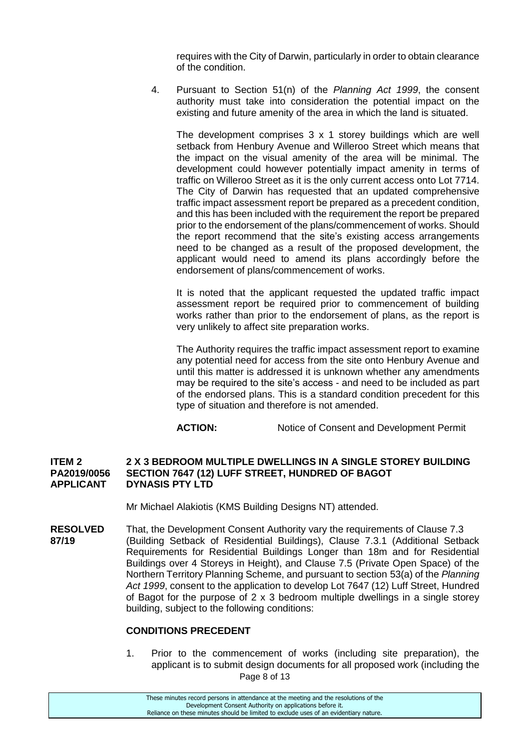requires with the City of Darwin, particularly in order to obtain clearance of the condition.

4. Pursuant to Section 51(n) of the *Planning Act 1999*, the consent authority must take into consideration the potential impact on the existing and future amenity of the area in which the land is situated.

   The development comprises 3 x 1 storey buildings which are well setback from Henbury Avenue and Willeroo Street which means that the impact on the visual amenity of the area will be minimal. The development could however potentially impact amenity in terms of traffic on Willeroo Street as it is the only current access onto Lot 7714. The City of Darwin has requested that an updated comprehensive traffic impact assessment report be prepared as a precedent condition, and this has been included with the requirement the report be prepared prior to the endorsement of the plans/commencement of works. Should the report recommend that the site's existing access arrangements need to be changed as a result of the proposed development, the applicant would need to amend its plans accordingly before the endorsement of plans/commencement of works.

   It is noted that the applicant requested the updated traffic impact assessment report be required prior to commencement of building works rather than prior to the endorsement of plans, as the report is very unlikely to affect site preparation works.

   The Authority requires the traffic impact assessment report to examine any potential need for access from the site onto Henbury Avenue and until this matter is addressed it is unknown whether any amendments may be required to the site's access - and need to be included as part of the endorsed plans. This is a standard condition precedent for this type of situation and therefore is not amended.

   **ACTION:** Notice of Consent and Development Permit

**ITEM 2 PA2019/0056 APPLICANT** **2 X 3 BEDROOM MULTIPLE DWELLINGS IN A SINGLE STOREY BUILDING SECTION 7647 (12) LUFF STREET, HUNDRED OF BAGOT DYNASIS PTY LTD**

Mr Michael Alakiotis (KMS Building Designs NT) attended.

**RESOLVED 87/19** That, the Development Consent Authority vary the requirements of Clause 7.3 (Building Setback of Residential Buildings), Clause 7.3.1 (Additional Setback Requirements for Residential Buildings Longer than 18m and for Residential Buildings over 4 Storeys in Height), and Clause 7.5 (Private Open Space) of the Northern Territory Planning Scheme, and pursuant to section 53(a) of the *Planning Act 1999*, consent to the application to develop Lot 7647 (12) Luff Street, Hundred of Bagot for the purpose of 2 x 3 bedroom multiple dwellings in a single storey building, subject to the following conditions:

**CONDITIONS PRECEDENT**

1. Prior to the commencement of works (including site preparation), the applicant is to submit design documents for all proposed work (including the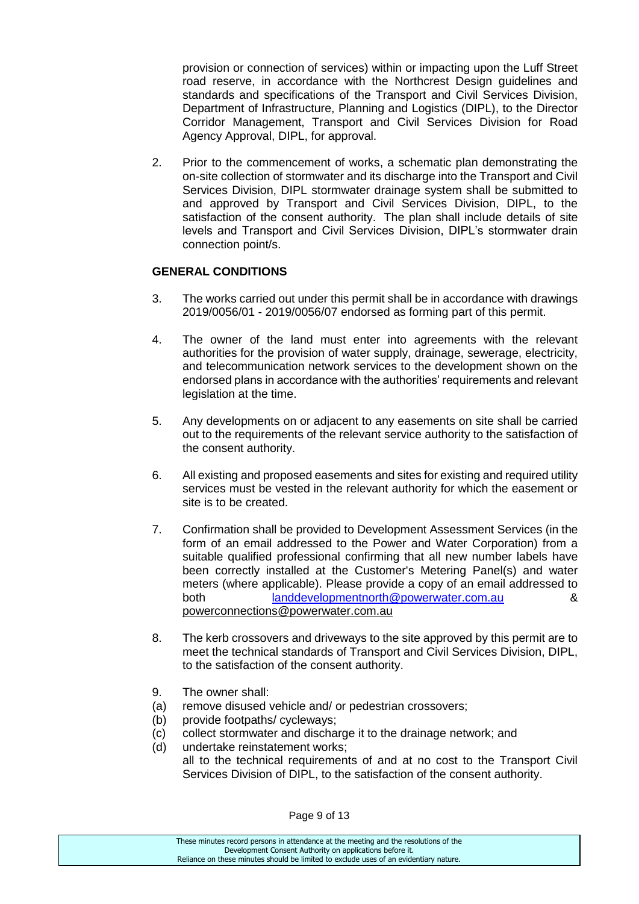provision or connection of services) within or impacting upon the Luff Street road reserve, in accordance with the Northcrest Design guidelines and standards and specifications of the Transport and Civil Services Division, Department of Infrastructure, Planning and Logistics (DIPL), to the Director Corridor Management, Transport and Civil Services Division for Road Agency Approval, DIPL, for approval.

2. Prior to the commencement of works, a schematic plan demonstrating the on-site collection of stormwater and its discharge into the Transport and Civil Services Division, DIPL stormwater drainage system shall be submitted to and approved by Transport and Civil Services Division, DIPL, to the satisfaction of the consent authority. The plan shall include details of site levels and Transport and Civil Services Division, DIPL's stormwater drain connection point/s.

**GENERAL CONDITIONS**

3. The works carried out under this permit shall be in accordance with drawings 2019/0056/01 - 2019/0056/07 endorsed as forming part of this permit.

4. The owner of the land must enter into agreements with the relevant authorities for the provision of water supply, drainage, sewerage, electricity, and telecommunication network services to the development shown on the endorsed plans in accordance with the authorities' requirements and relevant legislation at the time.

5. Any developments on or adjacent to any easements on site shall be carried out to the requirements of the relevant service authority to the satisfaction of the consent authority.

6. All existing and proposed easements and sites for existing and required utility services must be vested in the relevant authority for which the easement or site is to be created.

7. Confirmation shall be provided to Development Assessment Services (in the form of an email addressed to the Power and Water Corporation) from a suitable qualified professional confirming that all new number labels have been correctly installed at the Customer's Metering Panel(s) and water meters (where applicable). Please provide a copy of an email addressed to both landdevelopmentnorth@powerwater.com.au & powerconnections@powerwater.com.au

8. The kerb crossovers and driveways to the site approved by this permit are to meet the technical standards of Transport and Civil Services Division, DIPL, to the satisfaction of the consent authority.

9. The owner shall:
(a) remove disused vehicle and/ or pedestrian crossovers;
(b) provide footpaths/ cycleways;
(c) collect stormwater and discharge it to the drainage network; and
(d) undertake reinstatement works;

all to the technical requirements of and at no cost to the Transport Civil Services Division of DIPL, to the satisfaction of the consent authority.

These minutes record persons in attendance at the meeting and the resolutions of the Development Consent Authority on applications before it. Reliance on these minutes should be limited to exclude uses of an evidentiary nature.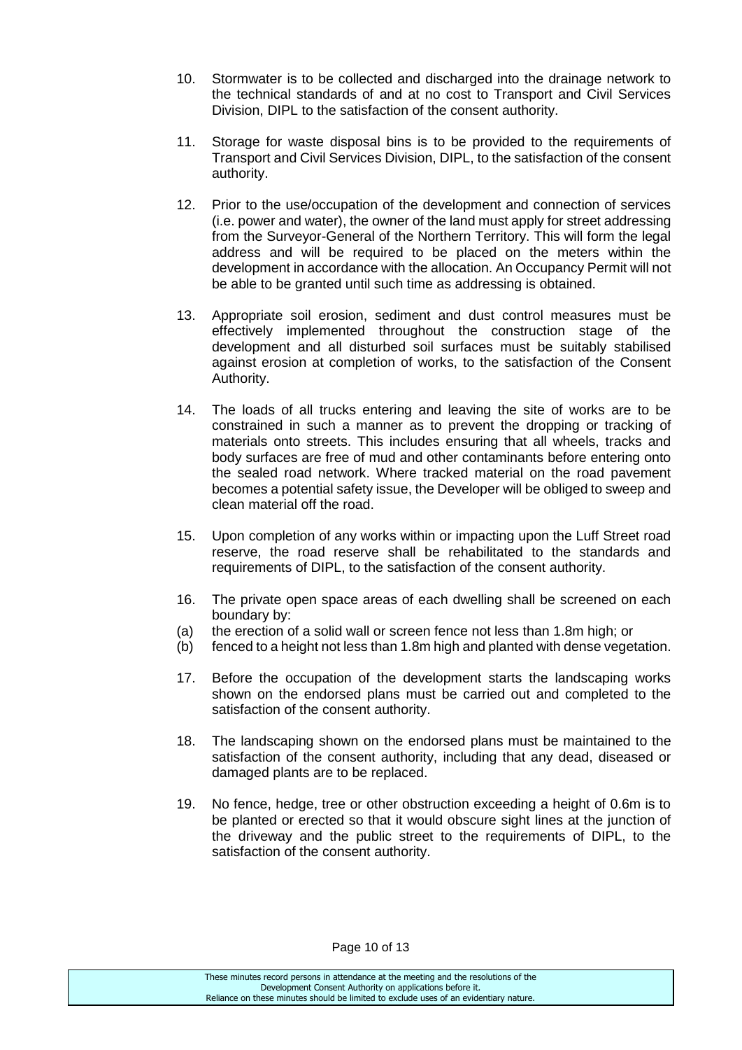10. Stormwater is to be collected and discharged into the drainage network to the technical standards of and at no cost to Transport and Civil Services Division, DIPL to the satisfaction of the consent authority.

11. Storage for waste disposal bins is to be provided to the requirements of Transport and Civil Services Division, DIPL, to the satisfaction of the consent authority.

12. Prior to the use/occupation of the development and connection of services (i.e. power and water), the owner of the land must apply for street addressing from the Surveyor-General of the Northern Territory. This will form the legal address and will be required to be placed on the meters within the development in accordance with the allocation. An Occupancy Permit will not be able to be granted until such time as addressing is obtained.

13. Appropriate soil erosion, sediment and dust control measures must be effectively implemented throughout the construction stage of the development and all disturbed soil surfaces must be suitably stabilised against erosion at completion of works, to the satisfaction of the Consent Authority.

14. The loads of all trucks entering and leaving the site of works are to be constrained in such a manner as to prevent the dropping or tracking of materials onto streets. This includes ensuring that all wheels, tracks and body surfaces are free of mud and other contaminants before entering onto the sealed road network. Where tracked material on the road pavement becomes a potential safety issue, the Developer will be obliged to sweep and clean material off the road.

15. Upon completion of any works within or impacting upon the Luff Street road reserve, the road reserve shall be rehabilitated to the standards and requirements of DIPL, to the satisfaction of the consent authority.

16. The private open space areas of each dwelling shall be screened on each boundary by:
    (a) the erection of a solid wall or screen fence not less than 1.8m high; or
    (b) fenced to a height not less than 1.8m high and planted with dense vegetation.

17. Before the occupation of the development starts the landscaping works shown on the endorsed plans must be carried out and completed to the satisfaction of the consent authority.

18. The landscaping shown on the endorsed plans must be maintained to the satisfaction of the consent authority, including that any dead, diseased or damaged plants are to be replaced.

19. No fence, hedge, tree or other obstruction exceeding a height of 0.6m is to be planted or erected so that it would obscure sight lines at the junction of the driveway and the public street to the requirements of DIPL, to the satisfaction of the consent authority.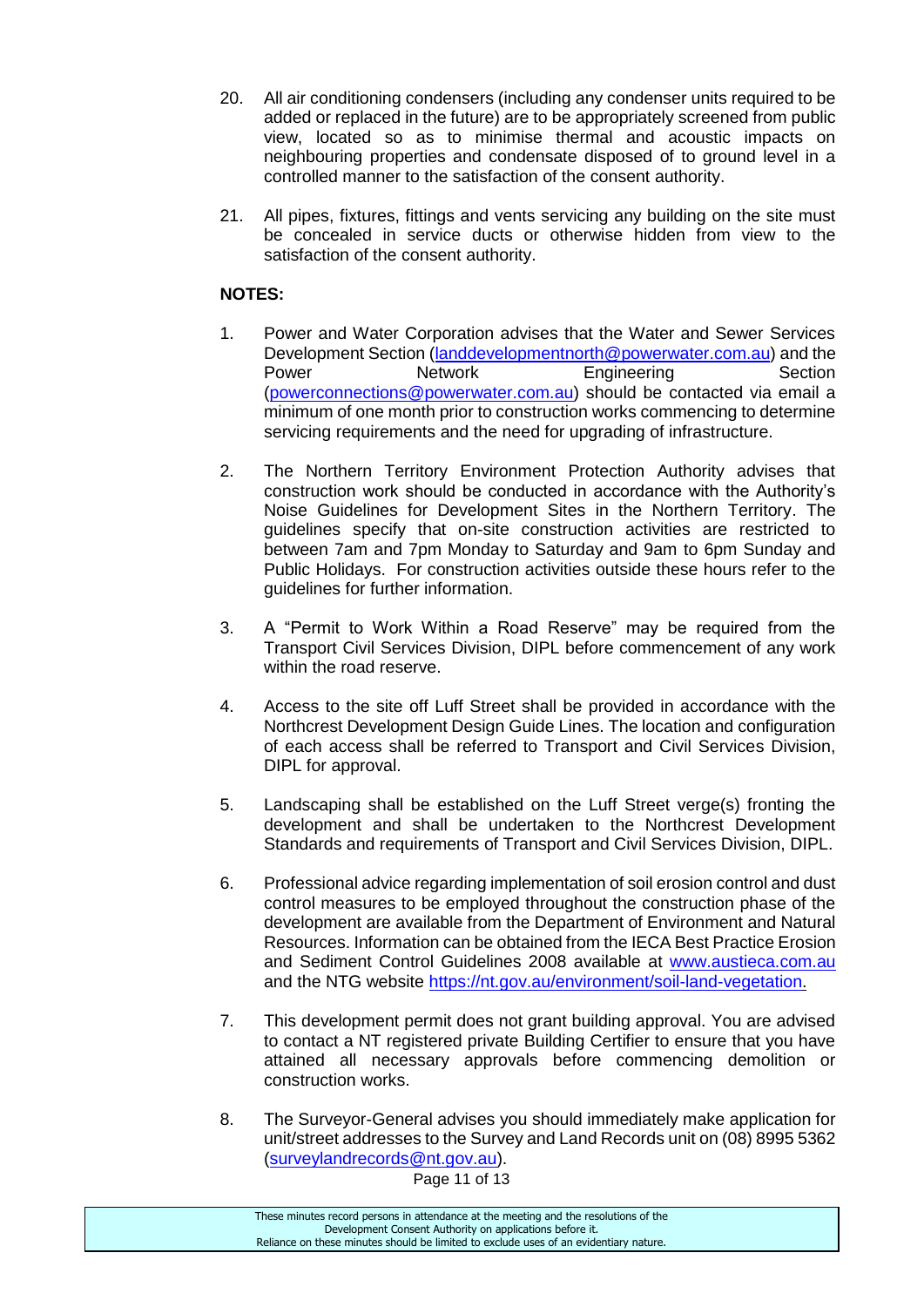20. All air conditioning condensers (including any condenser units required to be added or replaced in the future) are to be appropriately screened from public view, located so as to minimise thermal and acoustic impacts on neighbouring properties and condensate disposed of to ground level in a controlled manner to the satisfaction of the consent authority.

21. All pipes, fixtures, fittings and vents servicing any building on the site must be concealed in service ducts or otherwise hidden from view to the satisfaction of the consent authority.

**NOTES:**

1. Power and Water Corporation advises that the Water and Sewer Services Development Section (landdevelopmentnorth@powerwater.com.au) and the Power Network Engineering Section (powerconnections@powerwater.com.au) should be contacted via email a minimum of one month prior to construction works commencing to determine servicing requirements and the need for upgrading of infrastructure.

2. The Northern Territory Environment Protection Authority advises that construction work should be conducted in accordance with the Authority's Noise Guidelines for Development Sites in the Northern Territory. The guidelines specify that on-site construction activities are restricted to between 7am and 7pm Monday to Saturday and 9am to 6pm Sunday and Public Holidays. For construction activities outside these hours refer to the guidelines for further information.

3. A "Permit to Work Within a Road Reserve" may be required from the Transport Civil Services Division, DIPL before commencement of any work within the road reserve.

4. Access to the site off Luff Street shall be provided in accordance with the Northcrest Development Design Guide Lines. The location and configuration of each access shall be referred to Transport and Civil Services Division, DIPL for approval.

5. Landscaping shall be established on the Luff Street verge(s) fronting the development and shall be undertaken to the Northcrest Development Standards and requirements of Transport and Civil Services Division, DIPL.

6. Professional advice regarding implementation of soil erosion control and dust control measures to be employed throughout the construction phase of the development are available from the Department of Environment and Natural Resources. Information can be obtained from the IECA Best Practice Erosion and Sediment Control Guidelines 2008 available at www.austieca.com.au and the NTG website https://nt.gov.au/environment/soil-land-vegetation.

7. This development permit does not grant building approval. You are advised to contact a NT registered private Building Certifier to ensure that you have attained all necessary approvals before commencing demolition or construction works.

8. The Surveyor-General advises you should immediately make application for unit/street addresses to the Survey and Land Records unit on (08) 8995 5362 (surveylandrecords@nt.gov.au).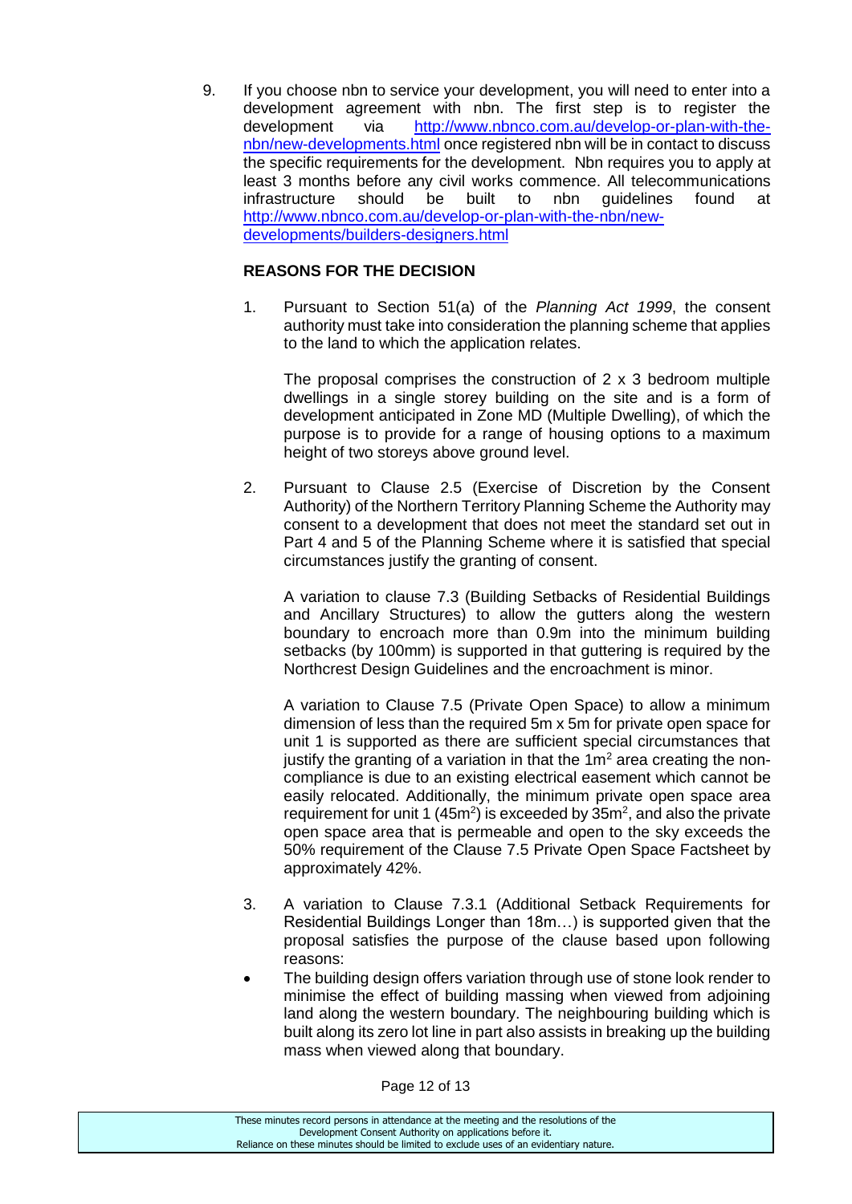9. If you choose nbn to service your development, you will need to enter into a development agreement with nbn. The first step is to register the development via http://www.nbnco.com.au/develop-or-plan-with-the-nbn/new-developments.html once registered nbn will be in contact to discuss the specific requirements for the development. Nbn requires you to apply at least 3 months before any civil works commence. All telecommunications infrastructure should be built to nbn guidelines found at http://www.nbnco.com.au/develop-or-plan-with-the-nbn/new-developments/builders-designers.html

**REASONS FOR THE DECISION**

1. Pursuant to Section 51(a) of the *Planning Act 1999*, the consent authority must take into consideration the planning scheme that applies to the land to which the application relates.

   The proposal comprises the construction of 2 x 3 bedroom multiple dwellings in a single storey building on the site and is a form of development anticipated in Zone MD (Multiple Dwelling), of which the purpose is to provide for a range of housing options to a maximum height of two storeys above ground level.

2. Pursuant to Clause 2.5 (Exercise of Discretion by the Consent Authority) of the Northern Territory Planning Scheme the Authority may consent to a development that does not meet the standard set out in Part 4 and 5 of the Planning Scheme where it is satisfied that special circumstances justify the granting of consent.

   A variation to clause 7.3 (Building Setbacks of Residential Buildings and Ancillary Structures) to allow the gutters along the western boundary to encroach more than 0.9m into the minimum building setbacks (by 100mm) is supported in that guttering is required by the Northcrest Design Guidelines and the encroachment is minor.

   A variation to Clause 7.5 (Private Open Space) to allow a minimum dimension of less than the required 5m x 5m for private open space for unit 1 is supported as there are sufficient special circumstances that justify the granting of a variation in that the 1m$^2$ area creating the non-compliance is due to an existing electrical easement which cannot be easily relocated. Additionally, the minimum private open space area requirement for unit 1 (45m$^2$) is exceeded by 35m$^2$, and also the private open space area that is permeable and open to the sky exceeds the 50% requirement of the Clause 7.5 Private Open Space Factsheet by approximately 42%.

3. A variation to Clause 7.3.1 (Additional Setback Requirements for Residential Buildings Longer than 18m…) is supported given that the proposal satisfies the purpose of the clause based upon following reasons:

- The building design offers variation through use of stone look render to minimise the effect of building massing when viewed from adjoining land along the western boundary. The neighbouring building which is built along its zero lot line in part also assists in breaking up the building mass when viewed along that boundary.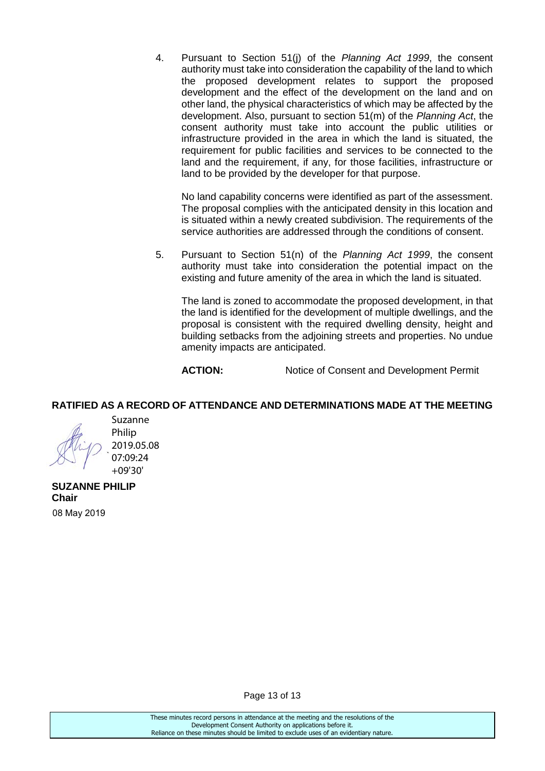4. Pursuant to Section 51(j) of the *Planning Act 1999*, the consent authority must take into consideration the capability of the land to which the proposed development relates to support the proposed development and the effect of the development on the land and on other land, the physical characteristics of which may be affected by the development. Also, pursuant to section 51(m) of the *Planning Act*, the consent authority must take into account the public utilities or infrastructure provided in the area in which the land is situated, the requirement for public facilities and services to be connected to the land and the requirement, if any, for those facilities, infrastructure or land to be provided by the developer for that purpose.

   No land capability concerns were identified as part of the assessment. The proposal complies with the anticipated density in this location and is situated within a newly created subdivision. The requirements of the service authorities are addressed through the conditions of consent.

5. Pursuant to Section 51(n) of the *Planning Act 1999*, the consent authority must take into consideration the potential impact on the existing and future amenity of the area in which the land is situated.

   The land is zoned to accommodate the proposed development, in that the land is identified for the development of multiple dwellings, and the proposal is consistent with the required dwelling density, height and building setbacks from the adjoining streets and properties. No undue amenity impacts are anticipated.

   **ACTION:** Notice of Consent and Development Permit

**RATIFIED AS A RECORD OF ATTENDANCE AND DETERMINATIONS MADE AT THE MEETING**

Suzanne Philip
2019.05.08
07:09:24
+09'30'

**SUZANNE PHILIP**
**Chair**
08 May 2019

These minutes record persons in attendance at the meeting and the resolutions of the Development Consent Authority on applications before it.
Reliance on these minutes should be limited to exclude uses of an evidentiary nature.